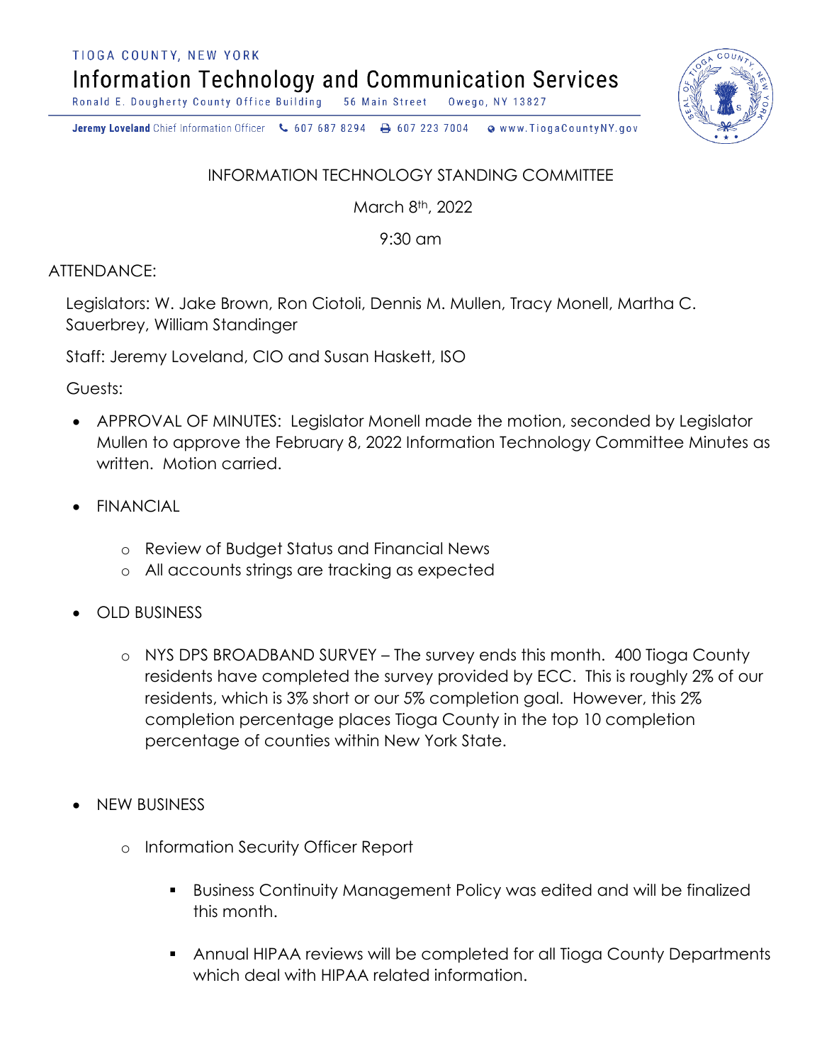TIOGA COUNTY, NEW YORK

# Information Technology and Communication Services

Ronald E. Dougherty County Office Building 56 Main Street Owego, NY 13827

**Jeremy Loveland** Chief Information Officer 607 687 8294 607 223 7004 www.TiogaCountyNY.gov

## INFORMATION TECHNOLOGY STANDING COMMITTEE

March 8th, 2022

9:30 am

ATTENDANCE:

Legislators: W. Jake Brown, Ron Ciotoli, Dennis M. Mullen, Tracy Monell, Martha C. Sauerbrey, William Standinger

Staff: Jeremy Loveland, CIO and Susan Haskett, ISO

Guests:

- APPROVAL OF MINUTES: Legislator Monell made the motion, seconded by Legislator Mullen to approve the February 8, 2022 Information Technology Committee Minutes as written. Motion carried.

- FINANCIAL
  - Review of Budget Status and Financial News
  - All accounts strings are tracking as expected

- OLD BUSINESS
  - NYS DPS BROADBAND SURVEY – The survey ends this month. 400 Tioga County residents have completed the survey provided by ECC. This is roughly 2% of our residents, which is 3% short or our 5% completion goal. However, this 2% completion percentage places Tioga County in the top 10 completion percentage of counties within New York State.

- NEW BUSINESS
  - Information Security Officer Report
    - Business Continuity Management Policy was edited and will be finalized this month.
    - Annual HIPAA reviews will be completed for all Tioga County Departments which deal with HIPAA related information.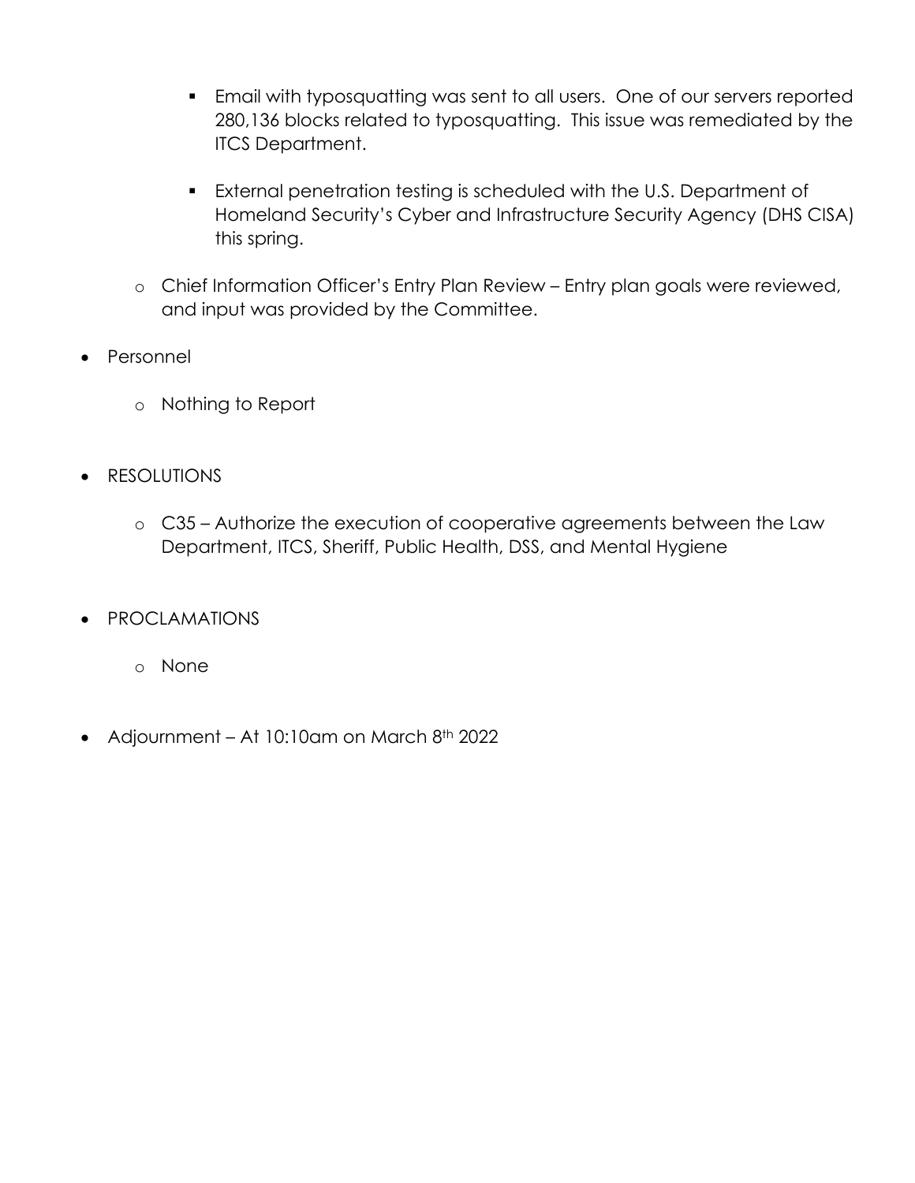- Email with typosquatting was sent to all users. One of our servers reported 280,136 blocks related to typosquatting. This issue was remediated by the ITCS Department.
    - External penetration testing is scheduled with the U.S. Department of Homeland Security's Cyber and Infrastructure Security Agency (DHS CISA) this spring.
  - Chief Information Officer's Entry Plan Review – Entry plan goals were reviewed, and input was provided by the Committee.

- Personnel
  - Nothing to Report

- RESOLUTIONS
  - C35 – Authorize the execution of cooperative agreements between the Law Department, ITCS, Sheriff, Public Health, DSS, and Mental Hygiene

- PROCLAMATIONS
  - None

- Adjournment – At 10:10am on March 8th 2022